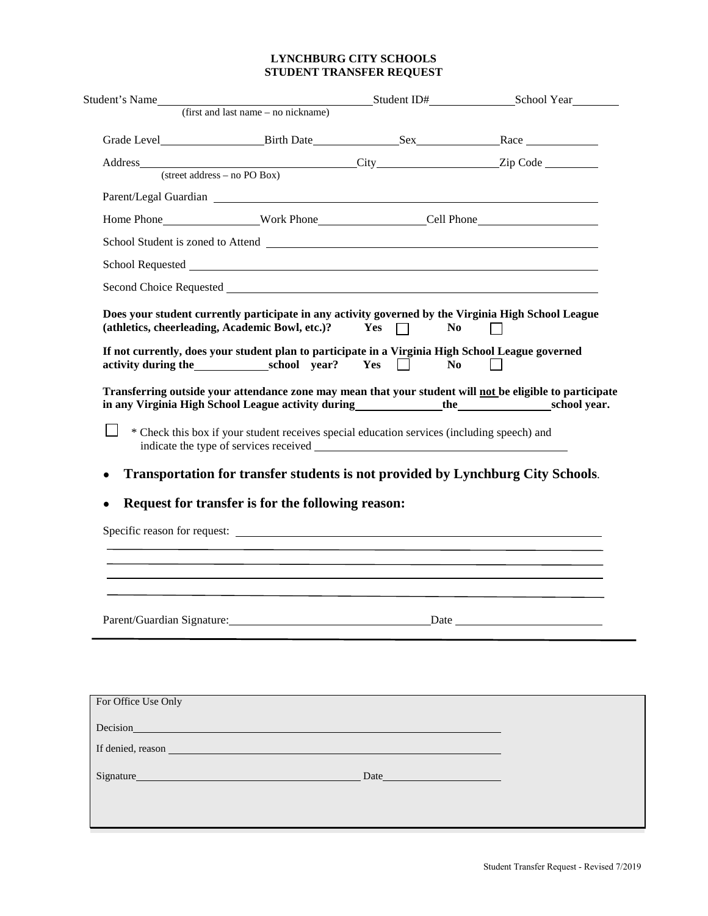# LYNCHBURG CITY SCHOOLS
## STUDENT TRANSFER REQUEST

Student's Name________________________________ Student ID#______________ School Year________
(first and last name – no nickname)

Grade Level________________ Birth Date______________ Sex______________ Race ____________

Address________________________________ City____________________ Zip Code _________
(street address – no PO Box)

Parent/Legal Guardian ____________________________________________________________

Home Phone________________ Work Phone__________________ Cell Phone____________________

School Student is zoned to Attend ____________________________________________________

School Requested ________________________________________________________________

Second Choice Requested __________________________________________________________

**Does your student currently participate in any activity governed by the Virginia High School League (athletics, cheerleading, Academic Bowl, etc.)? Yes ☐ No ☐**

**If not currently, does your student plan to participate in a Virginia High School League governed activity during the____________school year? Yes ☐ No ☐**

**Transferring outside your attendance zone may mean that your student will not be eligible to participate in any Virginia High School League activity during______________the_______________school year.**

☐ * Check this box if your student receives special education services (including speech) and indicate the type of services received ________________________________________

- **Transportation for transfer students is not provided by Lynchburg City Schools**.
- **Request for transfer is for the following reason:**

Specific reason for request: ______________________________________________________

__________________________________________________________________________

__________________________________________________________________________

__________________________________________________________________________

__________________________________________________________________________

Parent/Guardian Signature:________________________________ Date ________________________

---

For Office Use Only

Decision__________________________________________________________________

If denied, reason __________________________________________________________

Signature________________________________________ Date______________________

Student Transfer Request - Revised 7/2019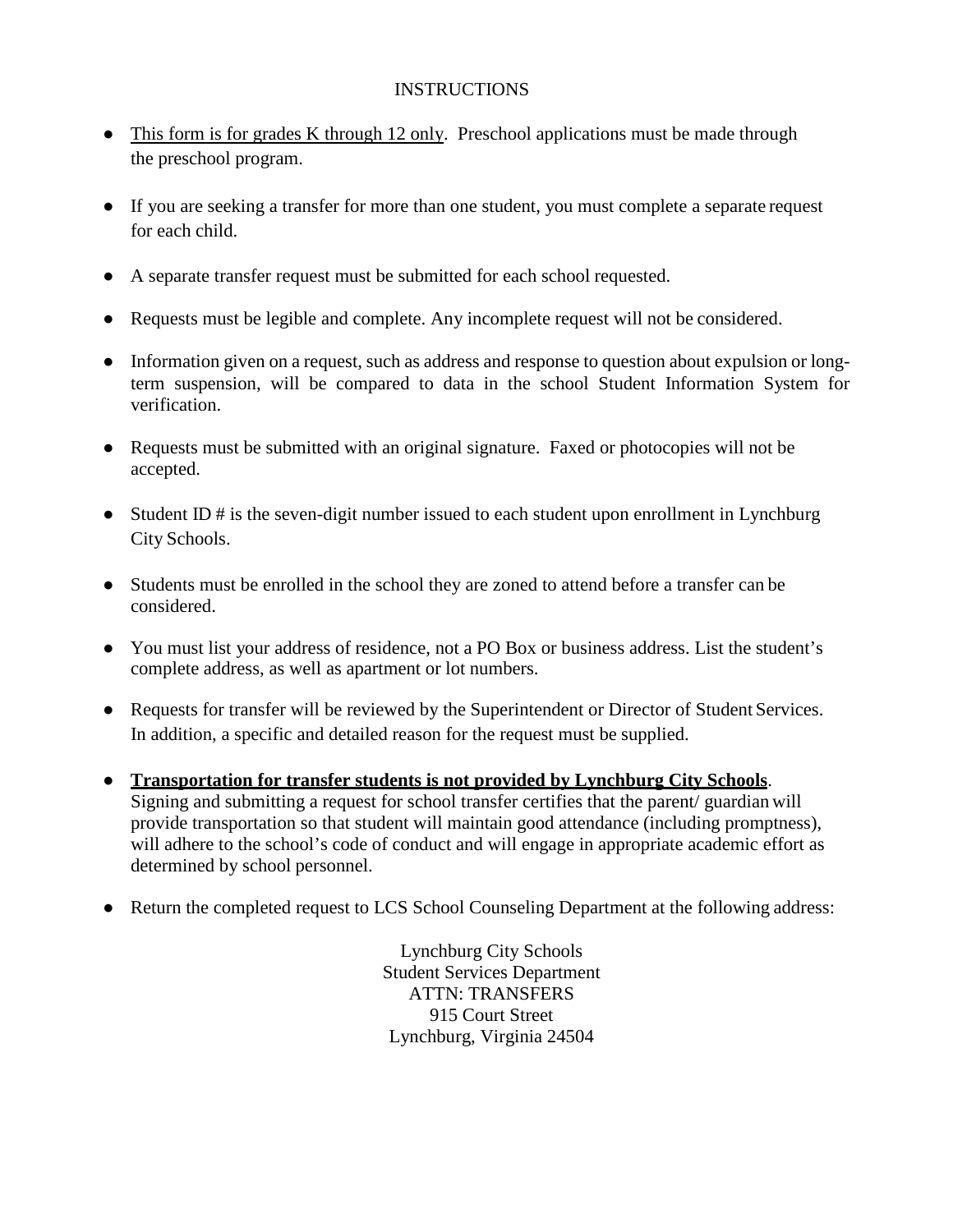# INSTRUCTIONS

- <u>This form is for grades K through 12 only</u>. Preschool applications must be made through the preschool program.
- If you are seeking a transfer for more than one student, you must complete a separate request for each child.
- A separate transfer request must be submitted for each school requested.
- Requests must be legible and complete. Any incomplete request will not be considered.
- Information given on a request, such as address and response to question about expulsion or long-term suspension, will be compared to data in the school Student Information System for verification.
- Requests must be submitted with an original signature. Faxed or photocopies will not be accepted.
- Student ID # is the seven-digit number issued to each student upon enrollment in Lynchburg City Schools.
- Students must be enrolled in the school they are zoned to attend before a transfer can be considered.
- You must list your address of residence, not a PO Box or business address. List the student's complete address, as well as apartment or lot numbers.
- Requests for transfer will be reviewed by the Superintendent or Director of Student Services. In addition, a specific and detailed reason for the request must be supplied.
- **<u>Transportation for transfer students is not provided by Lynchburg City Schools</u>**. Signing and submitting a request for school transfer certifies that the parent/ guardian will provide transportation so that student will maintain good attendance (including promptness), will adhere to the school's code of conduct and will engage in appropriate academic effort as determined by school personnel.
- Return the completed request to LCS School Counseling Department at the following address:

Lynchburg City Schools
Student Services Department
ATTN: TRANSFERS
915 Court Street
Lynchburg, Virginia 24504